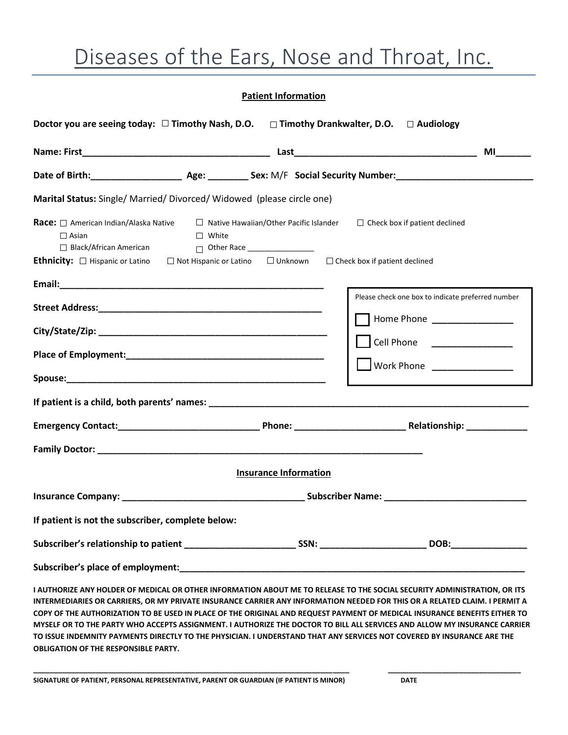# Diseases of the Ears, Nose and Throat, Inc.

**Patient Information**

**Doctor you are seeing today:** ☐ **Timothy Nash, D.O.** ☐ **Timothy Drankwalter, D.O.** ☐ **Audiology**

**Name: First**____________________________________ **Last**___________________________________ **MI**______

**Date of Birth:**_________________ **Age:** ________ **Sex:** M/F **Social Security Number:**___________________________

**Marital Status:** Single/ Married/ Divorced/ Widowed (please circle one)

**Race:** ☐ American Indian/Alaska Native ☐ Native Hawaiian/Other Pacific Islander ☐ Check box if patient declined
☐ Asian ☐ White
☐ Black/African American ☐ Other Race ________________

**Ethnicity:** ☐ Hispanic or Latino ☐ Not Hispanic or Latino ☐ Unknown ☐ Check box if patient declined

**Email:**____________________________________________________

**Street Address:**____________________________________________

**City/State/Zip:** ______________________________________________

**Place of Employment:**_______________________________________

**Spouse:**___________________________________________________

Please check one box to indicate preferred number

☐ Home Phone _______________

☐ Cell Phone _______________

☐ Work Phone _______________

**If patient is a child, both parents' names:** _________________________________________________________________

**Emergency Contact:**___________________________ **Phone:** _____________________ **Relationship:** ____________

**Family Doctor:** ______________________________________________________________

**Insurance Information**

**Insurance Company:** ___________________________________ **Subscriber Name:** ___________________________

**If patient is not the subscriber, complete below:**

**Subscriber's relationship to patient** _____________________ **SSN:** ____________________ **DOB:**______________

**Subscriber's place of employment:**___________________________________________________________________

**I AUTHORIZE ANY HOLDER OF MEDICAL OR OTHER INFORMATION ABOUT ME TO RELEASE TO THE SOCIAL SECURITY ADMINISTRATION, OR ITS INTERMEDIARIES OR CARRIERS, OR MY PRIVATE INSURANCE CARRIER ANY INFORMATION NEEDED FOR THIS OR A RELATED CLAIM. I PERMIT A COPY OF THE AUTHORIZATION TO BE USED IN PLACE OF THE ORIGINAL AND REQUEST PAYMENT OF MEDICAL INSURANCE BENEFITS EITHER TO MYSELF OR TO THE PARTY WHO ACCEPTS ASSIGNMENT. I AUTHORIZE THE DOCTOR TO BILL ALL SERVICES AND ALLOW MY INSURANCE CARRIER TO ISSUE INDEMNITY PAYMENTS DIRECTLY TO THE PHYSICIAN. I UNDERSTAND THAT ANY SERVICES NOT COVERED BY INSURANCE ARE THE OBLIGATION OF THE RESPONSIBLE PARTY.**

__________________________________________________________________________ ______________________________

**SIGNATURE OF PATIENT, PERSONAL REPRESENTATIVE, PARENT OR GUARDIAN (IF PATIENT IS MINOR)** **DATE**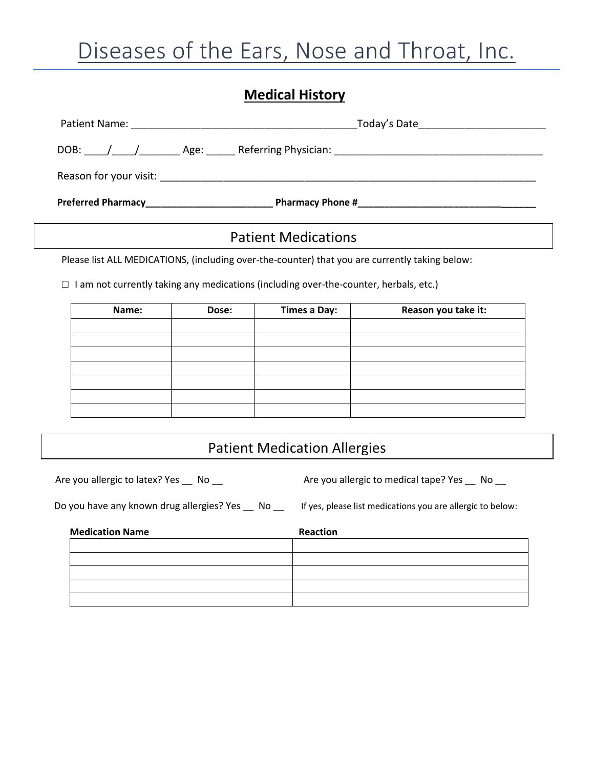# Diseases of the Ears, Nose and Throat, Inc.

## Medical History

Patient Name: ______________________________________Today's Date_____________________

DOB: ____/____/_______ Age: _____ Referring Physician: ___________________________________

Reason for your visit: ________________________________________________________________

**Preferred Pharmacy_______________________ Pharmacy Phone #__________________________**______

## Patient Medications

Please list ALL MEDICATIONS, (including over-the-counter) that you are currently taking below:

☐ I am not currently taking any medications (including over-the-counter, herbals, etc.)

| Name: | Dose: | Times a Day: | Reason you take it: |
|---|---|---|---|
| | | | |
| | | | |
| | | | |
| | | | |
| | | | |
| | | | |
| | | | |

## Patient Medication Allergies

Are you allergic to latex? Yes __ No __

Are you allergic to medical tape? Yes __ No __

Do you have any known drug allergies? Yes __ No __

If yes, please list medications you are allergic to below:

| Medication Name | Reaction |
|---|---|
| | |
| | |
| | |
| | |
| | |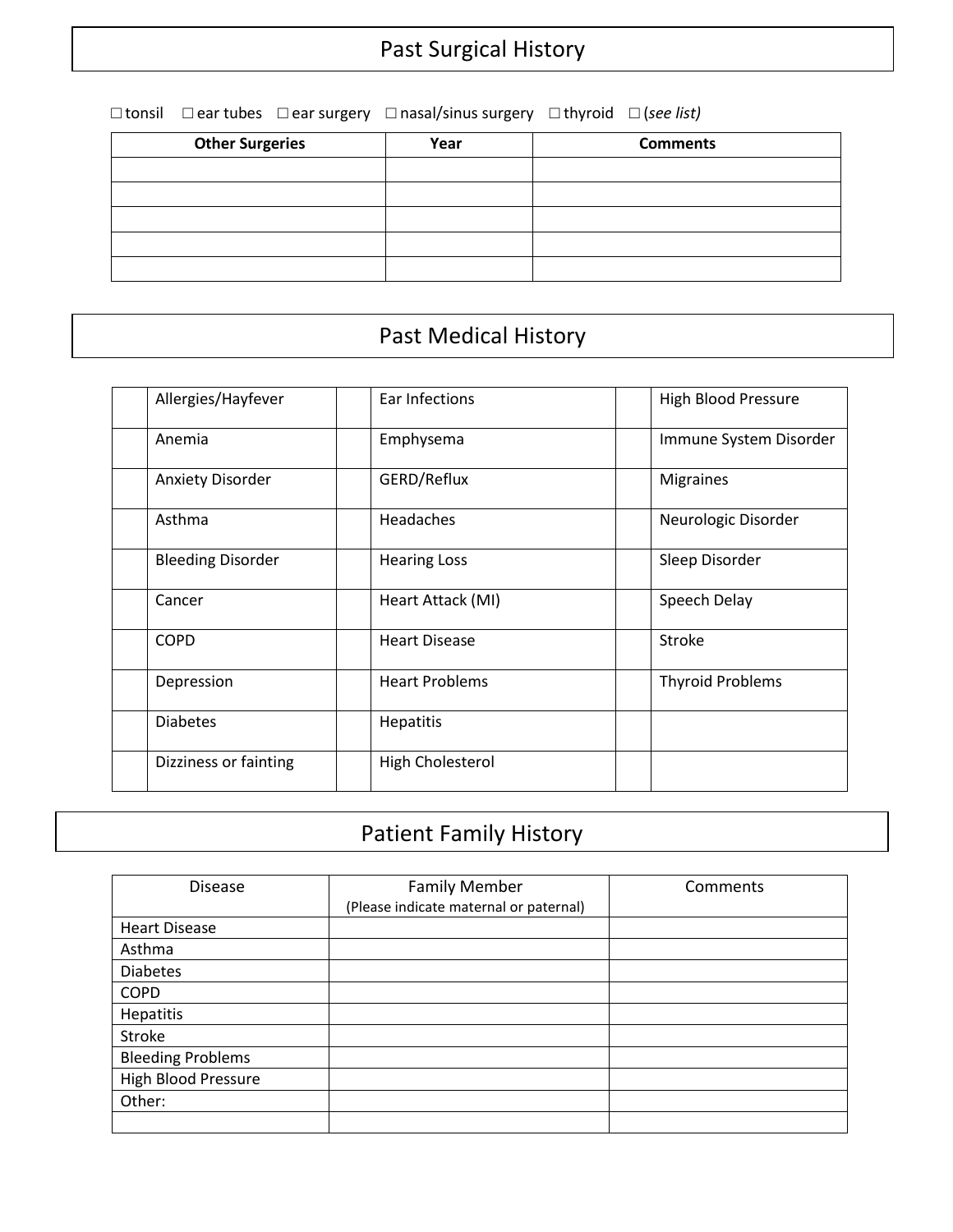## Past Surgical History

☐ tonsil ☐ ear tubes ☐ ear surgery ☐ nasal/sinus surgery ☐ thyroid ☐ (*see list)*

| **Other Surgeries** | **Year** | **Comments** |
|---|---|---|
| | | |
| | | |
| | | |
| | | |
| | | |

## Past Medical History

| | | | | | |
|---|---|---|---|---|---|
| | Allergies/Hayfever | | Ear Infections | | High Blood Pressure |
| | Anemia | | Emphysema | | Immune System Disorder |
| | Anxiety Disorder | | GERD/Reflux | | Migraines |
| | Asthma | | Headaches | | Neurologic Disorder |
| | Bleeding Disorder | | Hearing Loss | | Sleep Disorder |
| | Cancer | | Heart Attack (MI) | | Speech Delay |
| | COPD | | Heart Disease | | Stroke |
| | Depression | | Heart Problems | | Thyroid Problems |
| | Diabetes | | Hepatitis | | |
| | Dizziness or fainting | | High Cholesterol | | |

## Patient Family History

| Disease | Family Member (Please indicate maternal or paternal) | Comments |
|---|---|---|
| Heart Disease | | |
| Asthma | | |
| Diabetes | | |
| COPD | | |
| Hepatitis | | |
| Stroke | | |
| Bleeding Problems | | |
| High Blood Pressure | | |
| Other: | | |
| | | |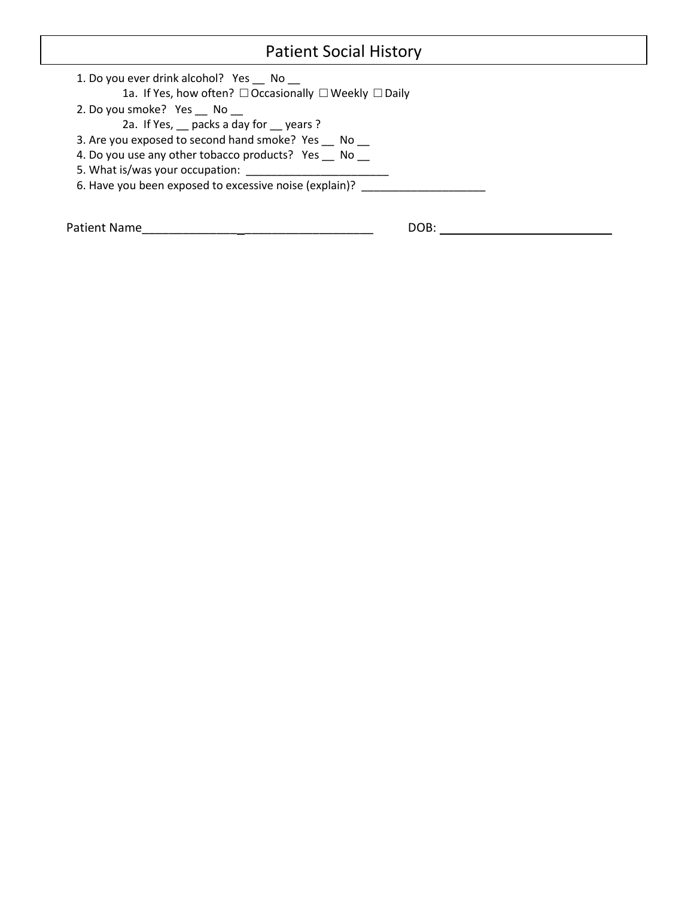# Patient Social History

1. Do you ever drink alcohol?   Yes __  No __
   - 1a. If Yes, how often? ☐ Occasionally ☐ Weekly ☐ Daily
2. Do you smoke?   Yes __  No __
   - 2a. If Yes, __ packs a day for __ years ?
3. Are you exposed to second hand smoke?  Yes __  No __
4. Do you use any other tobacco products?   Yes __  No __
5. What is/was your occupation: _______________________
6. Have you been exposed to excessive noise (explain)? ____________________

Patient Name_________________________________________     DOB: ___________________________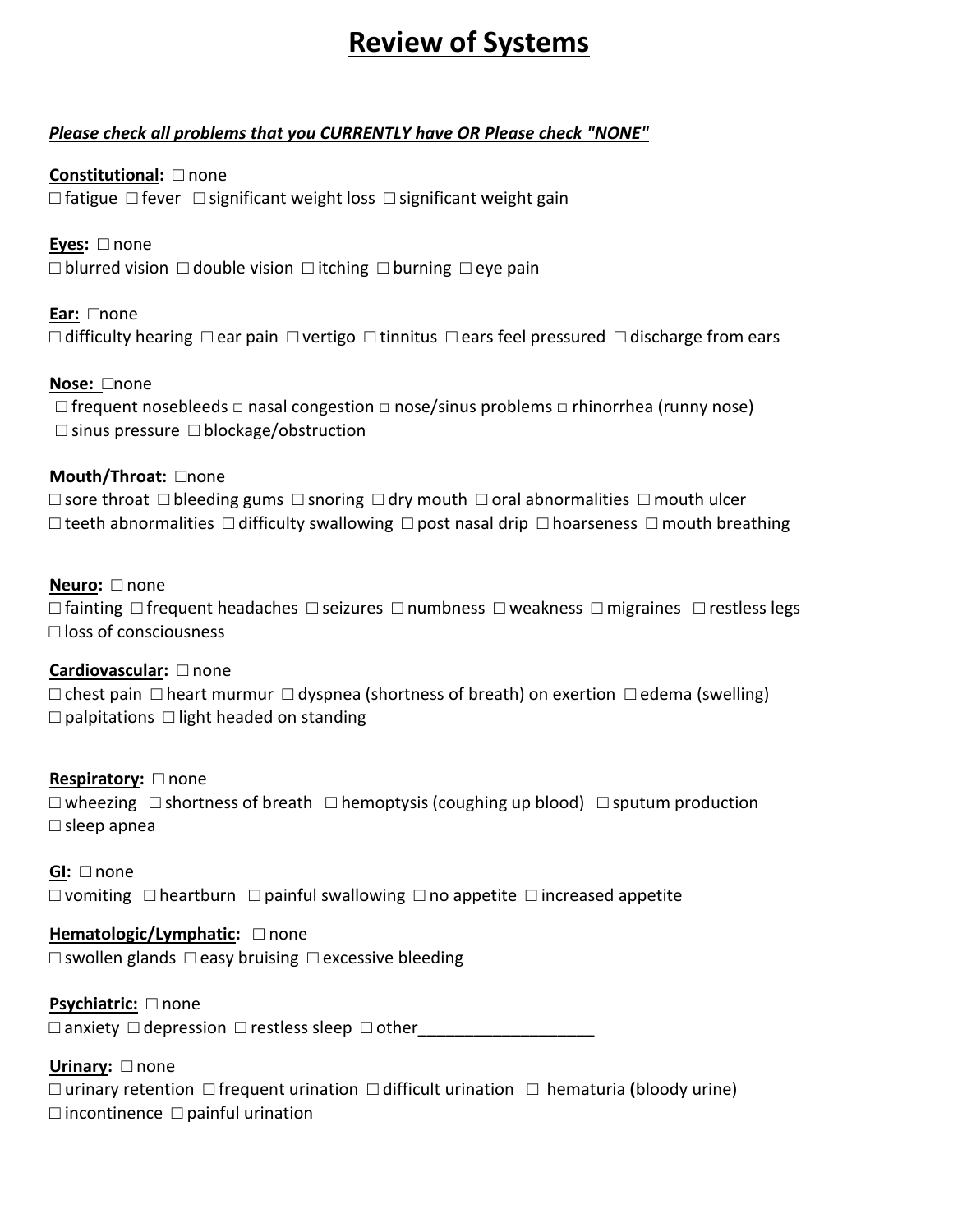# Review of Systems

***Please check all problems that you CURRENTLY have OR Please check "NONE"***

**Constitutional:** ☐ none
☐ fatigue ☐ fever ☐ significant weight loss ☐ significant weight gain

**Eyes:** ☐ none
☐ blurred vision ☐ double vision ☐ itching ☐ burning ☐ eye pain

**Ear:** ☐none
☐ difficulty hearing ☐ ear pain ☐ vertigo ☐ tinnitus ☐ ears feel pressured ☐ discharge from ears

**Nose:** ☐none
☐ frequent nosebleeds ☐ nasal congestion ☐ nose/sinus problems ☐ rhinorrhea (runny nose)
☐ sinus pressure ☐ blockage/obstruction

**Mouth/Throat:** ☐none
☐ sore throat ☐ bleeding gums ☐ snoring ☐ dry mouth ☐ oral abnormalities ☐ mouth ulcer
☐ teeth abnormalities ☐ difficulty swallowing ☐ post nasal drip ☐ hoarseness ☐ mouth breathing

**Neuro:** ☐ none
☐ fainting ☐ frequent headaches ☐ seizures ☐ numbness ☐ weakness ☐ migraines ☐ restless legs
☐ loss of consciousness

**Cardiovascular:** ☐ none
☐ chest pain ☐ heart murmur ☐ dyspnea (shortness of breath) on exertion ☐ edema (swelling)
☐ palpitations ☐ light headed on standing

**Respiratory:** ☐ none
☐ wheezing ☐ shortness of breath ☐ hemoptysis (coughing up blood) ☐ sputum production
☐ sleep apnea

**GI:** ☐ none
☐ vomiting ☐ heartburn ☐ painful swallowing ☐ no appetite ☐ increased appetite

**Hematologic/Lymphatic:** ☐ none
☐ swollen glands ☐ easy bruising ☐ excessive bleeding

**Psychiatric:** ☐ none
☐ anxiety ☐ depression ☐ restless sleep ☐ other___________________

**Urinary:** ☐ none
☐ urinary retention ☐ frequent urination ☐ difficult urination ☐ hematuria **(**bloody urine)
☐ incontinence ☐ painful urination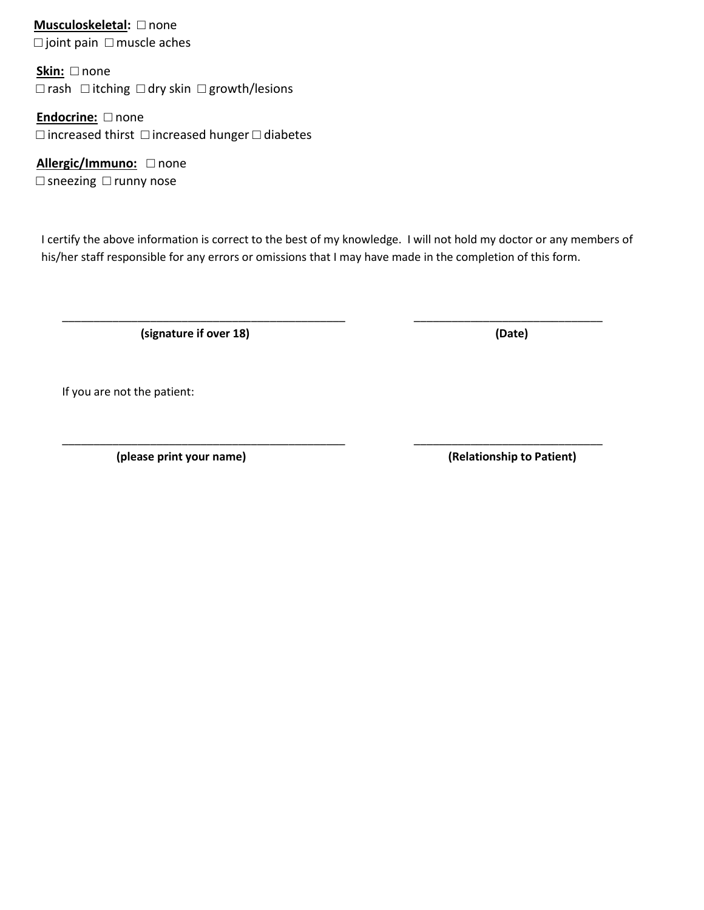**Musculoskeletal:** ☐ none
☐ joint pain ☐ muscle aches

**Skin:** ☐ none
☐ rash ☐ itching ☐ dry skin ☐ growth/lesions

**Endocrine:** ☐ none
☐ increased thirst ☐ increased hunger ☐ diabetes

**Allergic/Immuno:** ☐ none
☐ sneezing ☐ runny nose

I certify the above information is correct to the best of my knowledge. I will not hold my doctor or any members of his/her staff responsible for any errors or omissions that I may have made in the completion of this form.

_______________________________________________ (signature if over 18)

______________________________ (Date)

If you are not the patient:

_______________________________________________ (please print your name)

______________________________ (Relationship to Patient)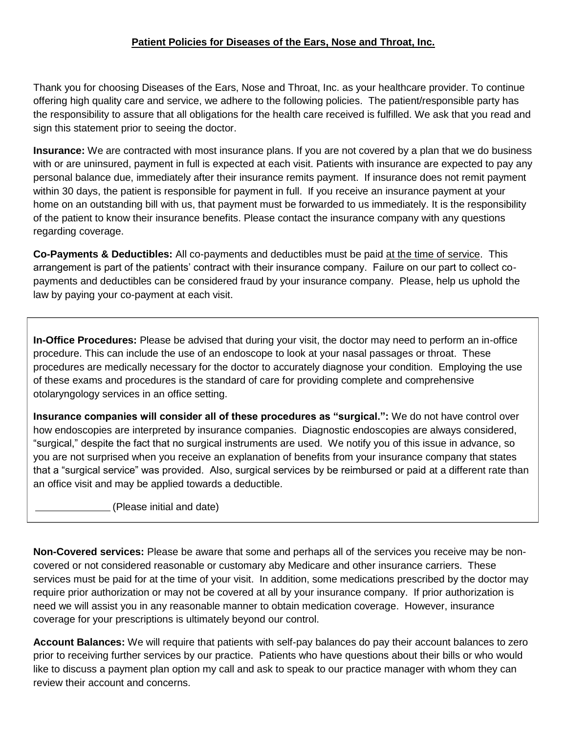**Patient Policies for Diseases of the Ears, Nose and Throat, Inc.**

Thank you for choosing Diseases of the Ears, Nose and Throat, Inc. as your healthcare provider. To continue offering high quality care and service, we adhere to the following policies. The patient/responsible party has the responsibility to assure that all obligations for the health care received is fulfilled. We ask that you read and sign this statement prior to seeing the doctor.

**Insurance:** We are contracted with most insurance plans. If you are not covered by a plan that we do business with or are uninsured, payment in full is expected at each visit. Patients with insurance are expected to pay any personal balance due, immediately after their insurance remits payment. If insurance does not remit payment within 30 days, the patient is responsible for payment in full. If you receive an insurance payment at your home on an outstanding bill with us, that payment must be forwarded to us immediately. It is the responsibility of the patient to know their insurance benefits. Please contact the insurance company with any questions regarding coverage.

**Co-Payments & Deductibles:** All co-payments and deductibles must be paid <u>at the time of service</u>. This arrangement is part of the patients' contract with their insurance company. Failure on our part to collect co-payments and deductibles can be considered fraud by your insurance company. Please, help us uphold the law by paying your co-payment at each visit.

**In-Office Procedures:** Please be advised that during your visit, the doctor may need to perform an in-office procedure. This can include the use of an endoscope to look at your nasal passages or throat. These procedures are medically necessary for the doctor to accurately diagnose your condition. Employing the use of these exams and procedures is the standard of care for providing complete and comprehensive otolaryngology services in an office setting.

**Insurance companies will consider all of these procedures as "surgical.":** We do not have control over how endoscopies are interpreted by insurance companies. Diagnostic endoscopies are always considered, "surgical," despite the fact that no surgical instruments are used. We notify you of this issue in advance, so you are not surprised when you receive an explanation of benefits from your insurance company that states that a "surgical service" was provided. Also, surgical services by be reimbursed or paid at a different rate than an office visit and may be applied towards a deductible.

_____________ (Please initial and date)

**Non-Covered services:** Please be aware that some and perhaps all of the services you receive may be non-covered or not considered reasonable or customary aby Medicare and other insurance carriers. These services must be paid for at the time of your visit. In addition, some medications prescribed by the doctor may require prior authorization or may not be covered at all by your insurance company. If prior authorization is need we will assist you in any reasonable manner to obtain medication coverage. However, insurance coverage for your prescriptions is ultimately beyond our control.

**Account Balances:** We will require that patients with self-pay balances do pay their account balances to zero prior to receiving further services by our practice. Patients who have questions about their bills or who would like to discuss a payment plan option my call and ask to speak to our practice manager with whom they can review their account and concerns.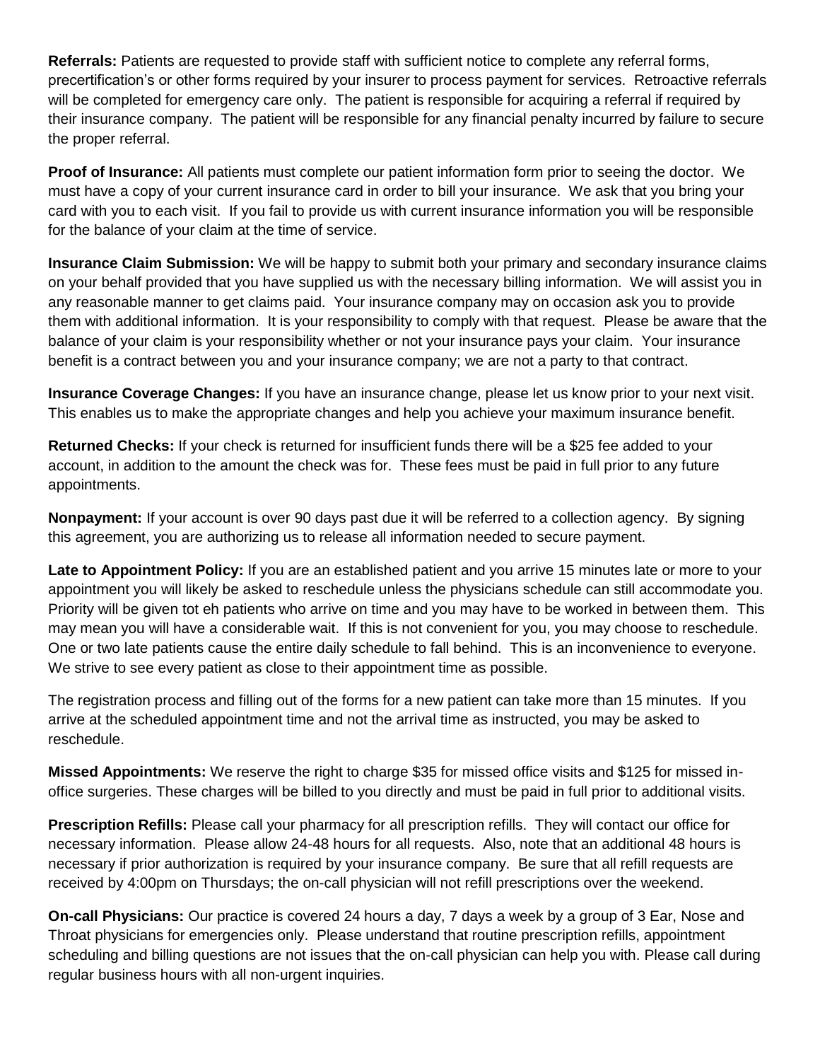**Referrals:** Patients are requested to provide staff with sufficient notice to complete any referral forms, precertification's or other forms required by your insurer to process payment for services. Retroactive referrals will be completed for emergency care only. The patient is responsible for acquiring a referral if required by their insurance company. The patient will be responsible for any financial penalty incurred by failure to secure the proper referral.

**Proof of Insurance:** All patients must complete our patient information form prior to seeing the doctor. We must have a copy of your current insurance card in order to bill your insurance. We ask that you bring your card with you to each visit. If you fail to provide us with current insurance information you will be responsible for the balance of your claim at the time of service.

**Insurance Claim Submission:** We will be happy to submit both your primary and secondary insurance claims on your behalf provided that you have supplied us with the necessary billing information. We will assist you in any reasonable manner to get claims paid. Your insurance company may on occasion ask you to provide them with additional information. It is your responsibility to comply with that request. Please be aware that the balance of your claim is your responsibility whether or not your insurance pays your claim. Your insurance benefit is a contract between you and your insurance company; we are not a party to that contract.

**Insurance Coverage Changes:** If you have an insurance change, please let us know prior to your next visit. This enables us to make the appropriate changes and help you achieve your maximum insurance benefit.

**Returned Checks:** If your check is returned for insufficient funds there will be a $25 fee added to your account, in addition to the amount the check was for. These fees must be paid in full prior to any future appointments.

**Nonpayment:** If your account is over 90 days past due it will be referred to a collection agency. By signing this agreement, you are authorizing us to release all information needed to secure payment.

**Late to Appointment Policy:** If you are an established patient and you arrive 15 minutes late or more to your appointment you will likely be asked to reschedule unless the physicians schedule can still accommodate you. Priority will be given tot eh patients who arrive on time and you may have to be worked in between them. This may mean you will have a considerable wait. If this is not convenient for you, you may choose to reschedule. One or two late patients cause the entire daily schedule to fall behind. This is an inconvenience to everyone. We strive to see every patient as close to their appointment time as possible.

The registration process and filling out of the forms for a new patient can take more than 15 minutes. If you arrive at the scheduled appointment time and not the arrival time as instructed, you may be asked to reschedule.

**Missed Appointments:** We reserve the right to charge $35 for missed office visits and $125 for missed in-office surgeries. These charges will be billed to you directly and must be paid in full prior to additional visits.

**Prescription Refills:** Please call your pharmacy for all prescription refills. They will contact our office for necessary information. Please allow 24-48 hours for all requests. Also, note that an additional 48 hours is necessary if prior authorization is required by your insurance company. Be sure that all refill requests are received by 4:00pm on Thursdays; the on-call physician will not refill prescriptions over the weekend.

**On-call Physicians:** Our practice is covered 24 hours a day, 7 days a week by a group of 3 Ear, Nose and Throat physicians for emergencies only. Please understand that routine prescription refills, appointment scheduling and billing questions are not issues that the on-call physician can help you with. Please call during regular business hours with all non-urgent inquiries.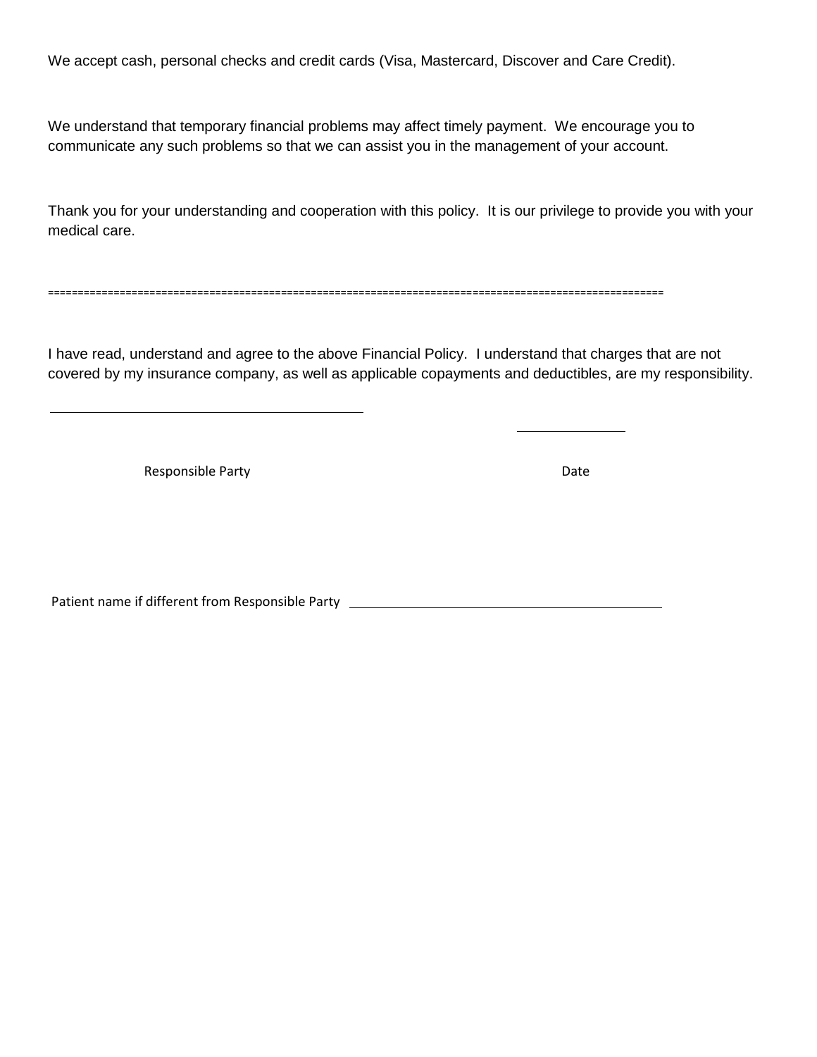We accept cash, personal checks and credit cards (Visa, Mastercard, Discover and Care Credit).

We understand that temporary financial problems may affect timely payment. We encourage you to communicate any such problems so that we can assist you in the management of your account.

Thank you for your understanding and cooperation with this policy. It is our privilege to provide you with your medical care.

====================================================================================================

I have read, understand and agree to the above Financial Policy. I understand that charges that are not covered by my insurance company, as well as applicable copayments and deductibles, are my responsibility.

\_\_\_\_\_\_\_\_\_\_\_\_\_\_\_\_\_\_\_\_\_\_\_\_\_\_\_\_\_\_\_\_\_\_\_\_\_\_\_\_ \_\_\_\_\_\_\_\_\_\_\_\_\_\_\_

Responsible Party Date

Patient name if different from Responsible Party \_\_\_\_\_\_\_\_\_\_\_\_\_\_\_\_\_\_\_\_\_\_\_\_\_\_\_\_\_\_\_\_\_\_\_\_\_\_\_\_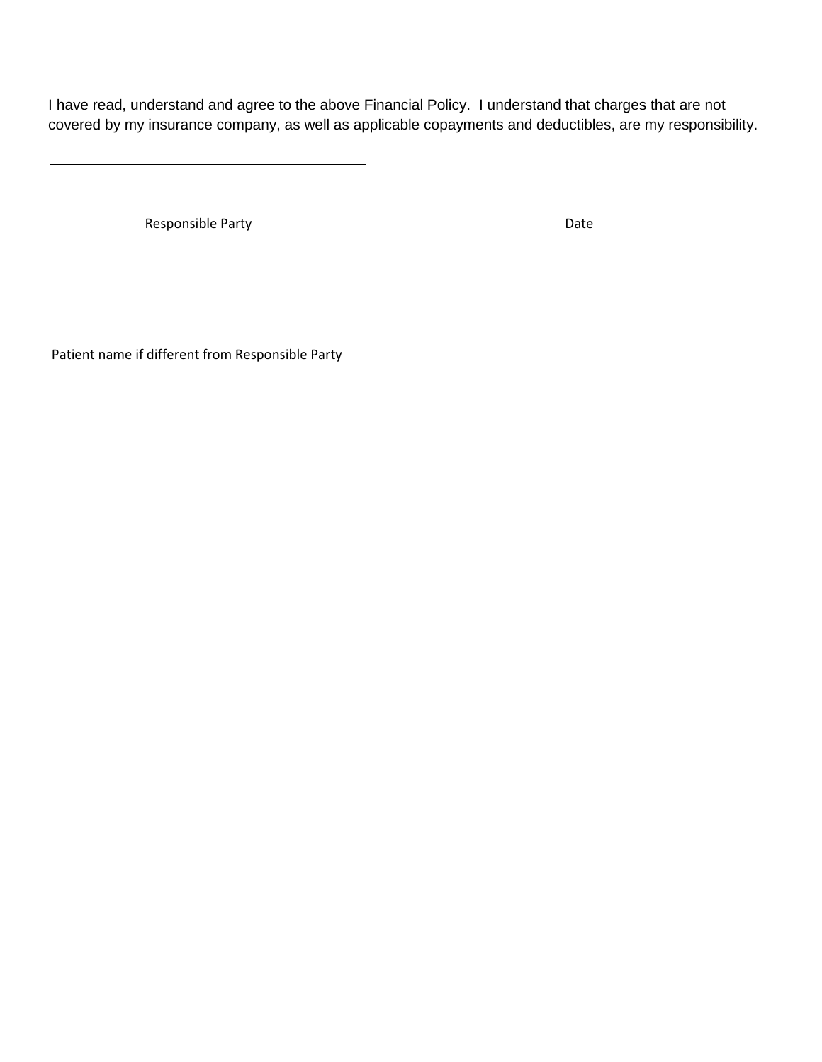I have read, understand and agree to the above Financial Policy. I understand that charges that are not covered by my insurance company, as well as applicable copayments and deductibles, are my responsibility.

\_\_\_\_\_\_\_\_\_\_\_\_\_\_\_\_\_\_\_\_\_\_\_\_\_\_\_\_\_\_\_\_\_\_\_\_\_\_\_\_ \_\_\_\_\_\_\_\_\_\_\_\_\_\_

Responsible Party Date

Patient name if different from Responsible Party \_\_\_\_\_\_\_\_\_\_\_\_\_\_\_\_\_\_\_\_\_\_\_\_\_\_\_\_\_\_\_\_\_\_\_\_\_\_\_\_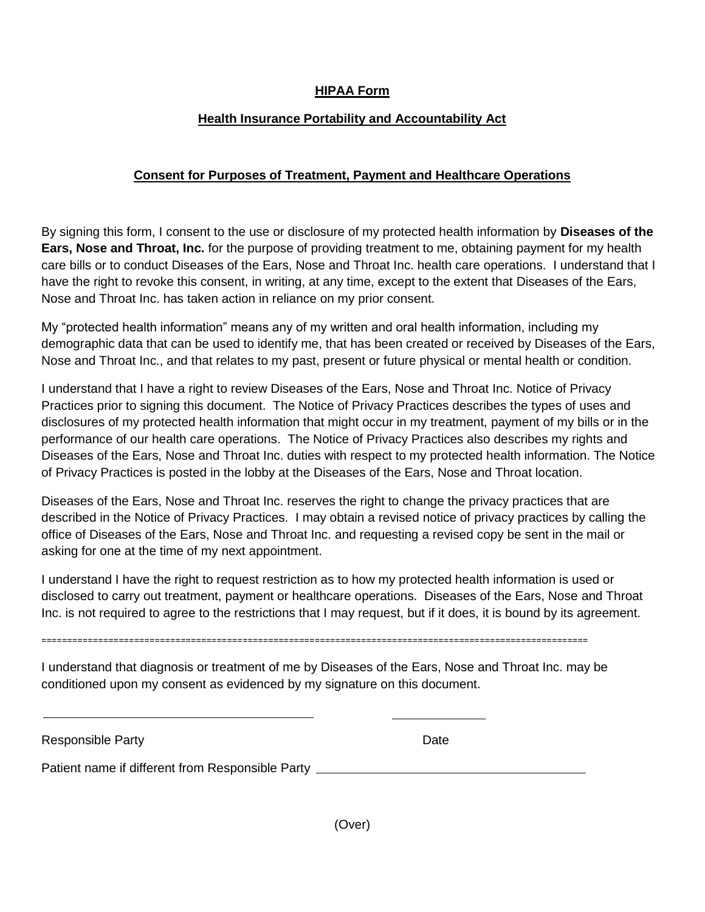**HIPAA Form**

**Health Insurance Portability and Accountability Act**

**Consent for Purposes of Treatment, Payment and Healthcare Operations**

By signing this form, I consent to the use or disclosure of my protected health information by **Diseases of the Ears, Nose and Throat, Inc.** for the purpose of providing treatment to me, obtaining payment for my health care bills or to conduct Diseases of the Ears, Nose and Throat Inc. health care operations. I understand that I have the right to revoke this consent, in writing, at any time, except to the extent that Diseases of the Ears, Nose and Throat Inc. has taken action in reliance on my prior consent.

My "protected health information" means any of my written and oral health information, including my demographic data that can be used to identify me, that has been created or received by Diseases of the Ears, Nose and Throat Inc., and that relates to my past, present or future physical or mental health or condition.

I understand that I have a right to review Diseases of the Ears, Nose and Throat Inc. Notice of Privacy Practices prior to signing this document. The Notice of Privacy Practices describes the types of uses and disclosures of my protected health information that might occur in my treatment, payment of my bills or in the performance of our health care operations. The Notice of Privacy Practices also describes my rights and Diseases of the Ears, Nose and Throat Inc. duties with respect to my protected health information. The Notice of Privacy Practices is posted in the lobby at the Diseases of the Ears, Nose and Throat location.

Diseases of the Ears, Nose and Throat Inc. reserves the right to change the privacy practices that are described in the Notice of Privacy Practices. I may obtain a revised notice of privacy practices by calling the office of Diseases of the Ears, Nose and Throat Inc. and requesting a revised copy be sent in the mail or asking for one at the time of my next appointment.

I understand I have the right to request restriction as to how my protected health information is used or disclosed to carry out treatment, payment or healthcare operations. Diseases of the Ears, Nose and Throat Inc. is not required to agree to the restrictions that I may request, but if it does, it is bound by its agreement.

==========================================================================================================

I understand that diagnosis or treatment of me by Diseases of the Ears, Nose and Throat Inc. may be conditioned upon my consent as evidenced by my signature on this document.

\_\_\_\_\_\_\_\_\_\_\_\_\_\_\_\_\_\_\_\_\_\_\_\_\_\_\_\_\_\_\_\_\_\_\_\_\_\_\_\_ \_\_\_\_\_\_\_\_\_\_\_\_\_\_

Responsible Party Date

Patient name if different from Responsible Party \_\_\_\_\_\_\_\_\_\_\_\_\_\_\_\_\_\_\_\_\_\_\_\_\_\_\_\_\_\_\_\_\_\_\_\_\_\_\_\_

(Over)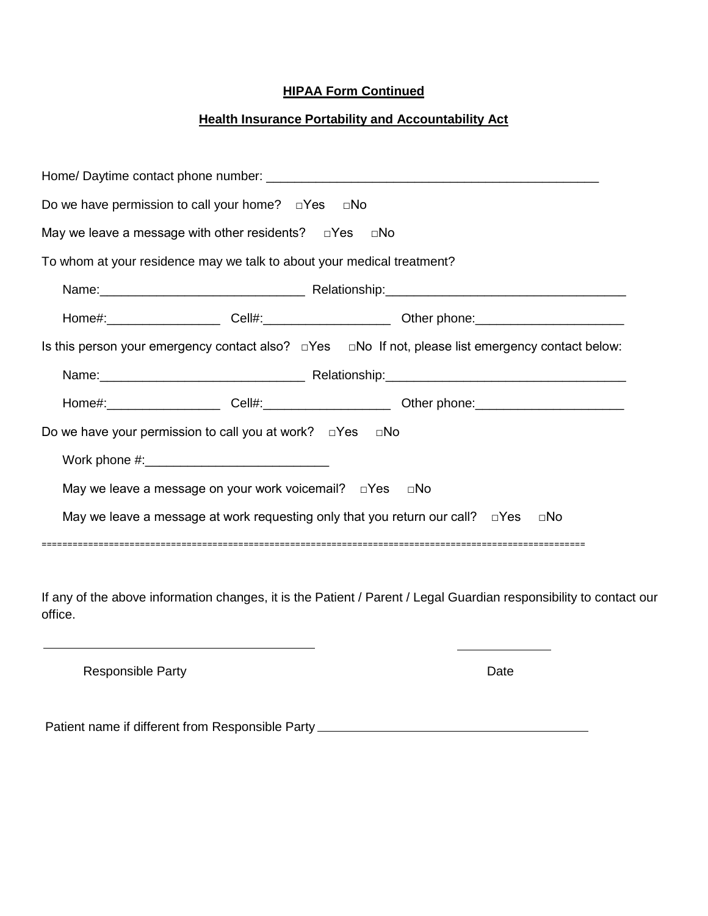**HIPAA Form Continued**

**Health Insurance Portability and Accountability Act**

Home/ Daytime contact phone number: _______________________________________________

Do we have permission to call your home? □Yes □No

May we leave a message with other residents? □Yes □No

To whom at your residence may we talk to about your medical treatment?

Name:_____________________________ Relationship:__________________________________

Home#:________________ Cell#:__________________ Other phone:_____________________

Is this person your emergency contact also? □Yes □No If not, please list emergency contact below:

Name:_____________________________ Relationship:__________________________________

Home#:________________ Cell#:__________________ Other phone:_____________________

Do we have your permission to call you at work? □Yes □No

Work phone #:_________________________

May we leave a message on your work voicemail? □Yes □No

May we leave a message at work requesting only that you return our call? □Yes □No

==========================================================================================

If any of the above information changes, it is the Patient / Parent / Legal Guardian responsibility to contact our office.

______________________________________ _____________

Responsible Party Date

Patient name if different from Responsible Party ______________________________________